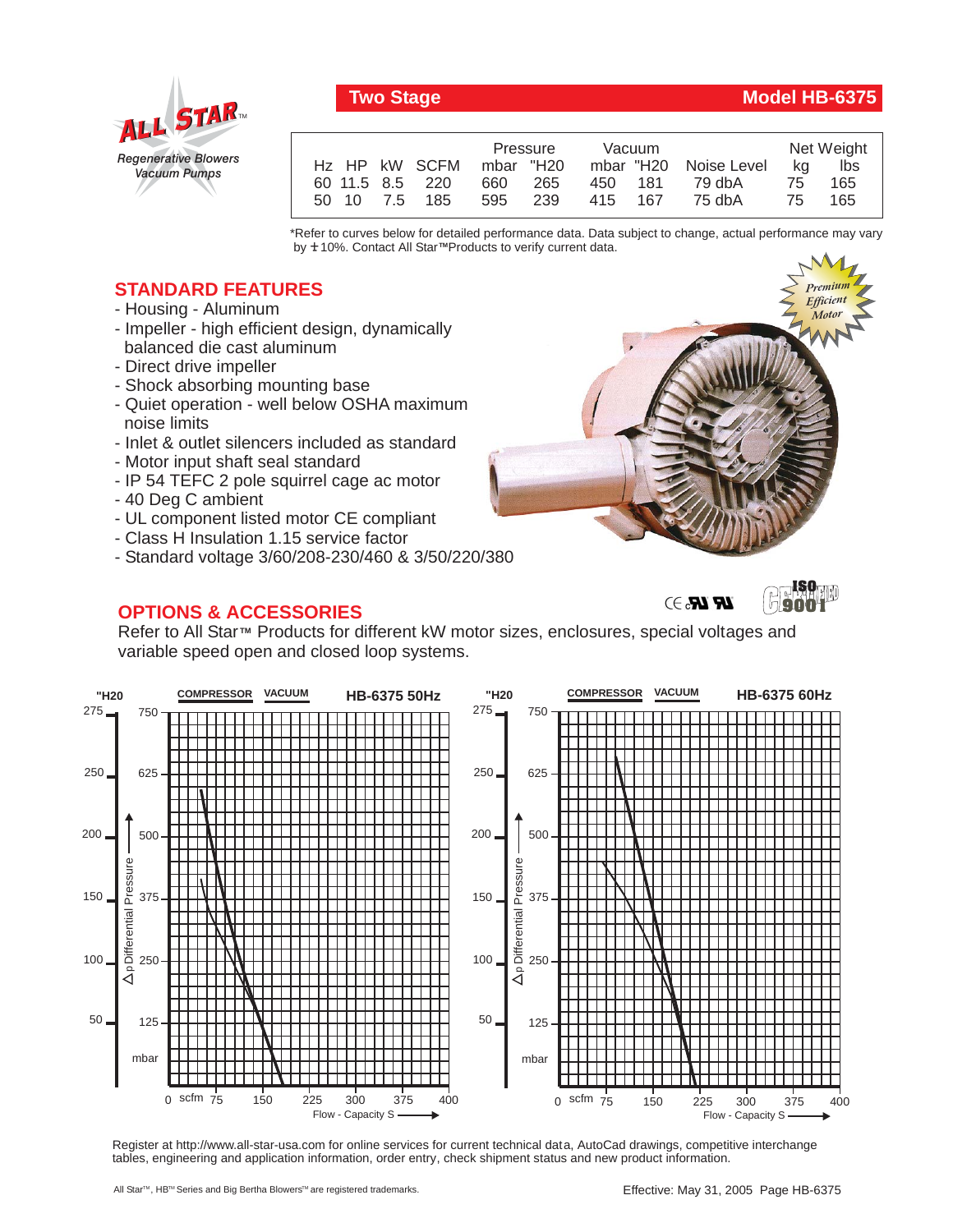**ALL STAR™**
*Regenerative Blowers Vacuum Pumps*

## Two Stage — Model HB-6375

| Hz | HP | kW | SCFM | Pressure mbar | Pressure "H20 | Vacuum mbar | Vacuum "H20 | Noise Level | Net Weight kg | Net Weight lbs |
|---|---|---|---|---|---|---|---|---|---|---|
| 60 | 11.5 | 8.5 | 220 | 660 | 265 | 450 | 181 | 79 dbA | 75 | 165 |
| 50 | 10 | 7.5 | 185 | 595 | 239 | 415 | 167 | 75 dbA | 75 | 165 |

*Refer to curves below for detailed performance data. Data subject to change, actual performance may vary by ± 10%. Contact All Star™ Products to verify current data.

*Premium Efficient Motor*

## STANDARD FEATURES

- Housing - Aluminum
- Impeller - high efficient design, dynamically balanced die cast aluminum
- Direct drive impeller
- Shock absorbing mounting base
- Quiet operation - well below OSHA maximum noise limits
- Inlet & outlet silencers included as standard
- Motor input shaft seal standard
- IP 54 TEFC 2 pole squirrel cage ac motor
- 40 Deg C ambient
- UL component listed motor CE compliant
- Class H Insulation 1.15 service factor
- Standard voltage 3/60/208-230/460 & 3/50/220/380

## OPTIONS & ACCESSORIES

Refer to All Star™ Products for different kW motor sizes, enclosures, special voltages and variable speed open and closed loop systems.

**HB-6375 50Hz** — COMPRESSOR / VACUUM — Δp Differential Pressure ("H20: 50, 100, 150, 200, 250, 275; mbar: 125, 250, 375, 500, 625, 750) vs. Flow - Capacity S (scfm: 0, 75, 150, 225, 300, 375, 400)

**HB-6375 60Hz** — COMPRESSOR / VACUUM — Δp Differential Pressure ("H20: 50, 100, 150, 200, 250, 275; mbar: 125, 250, 375, 500, 625, 750) vs. Flow - Capacity S (scfm: 0, 75, 150, 225, 300, 375, 400)

Register at http://www.all-star-usa.com for online services for current technical data, AutoCad drawings, competitive interchange tables, engineering and application information, order entry, check shipment status and new product information.

All Star™, HB™ Series and Big Bertha Blowers™ are registered trademarks.

Effective: May 31, 2005 Page HB-6375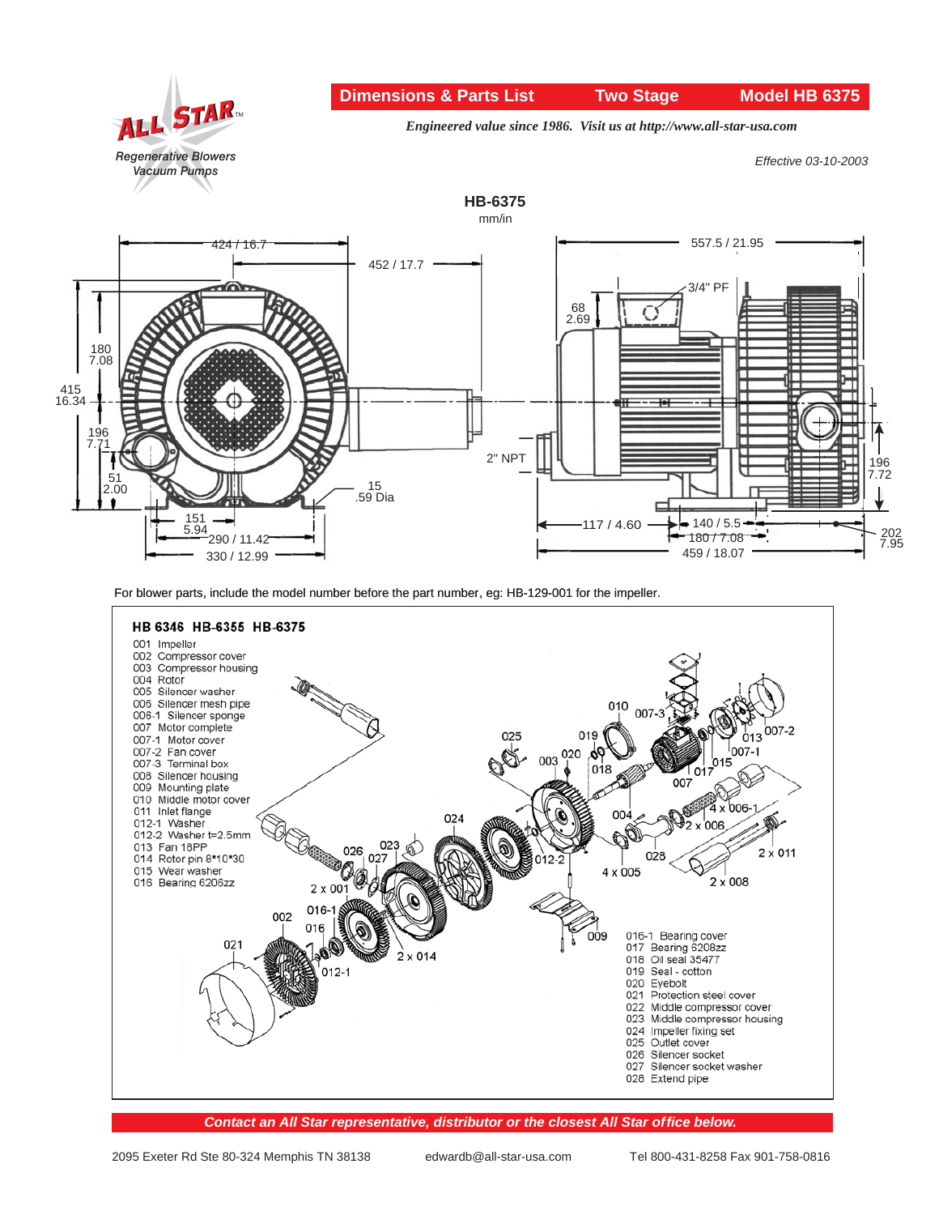ALL STAR™
*Regenerative Blowers*
*Vacuum Pumps*

## Dimensions & Parts List — Two Stage — Model HB 6375

***Engineered value since 1986. Visit us at http://www.all-star-usa.com***

*Effective 03-10-2003*

**HB-6375**
mm/in

424 / 16.7
452 / 17.7
557.5 / 21.95
3/4" PF
68
2.69
180
7.08
415
16.34
196
7.71
51
2.00
2" NPT
15
.59 Dia
196
7.72
151
5.94
290 / 11.42
330 / 12.99
117 / 4.60
140 / 5.5
180 / 7.08
459 / 18.07
202
7.95

For blower parts, include the model number before the part number, eg: HB-129-001 for the impeller.

**HB 6346 HB-6355 HB-6375**

001 Impeller
002 Compressor cover
003 Compressor housing
004 Rotor
005 Silencer washer
006 Silencer mesh pipe
006-1 Silencer sponge
007 Motor complete
007-1 Motor cover
007-2 Fan cover
007-3 Terminal box
008 Silencer housing
009 Mounting plate
010 Middle motor cover
011 Inlet flange
012-1 Washer
012-2 Washer t=2.5mm
013 Fan 18PP
014 Rotor pin 8*10*30
015 Wear washer
016 Bearing 6206zz
016-1 Bearing cover
017 Bearing 6208zz
018 Oil seal 35477
019 Seal - cotton
020 Eyebolt
021 Protection steel cover
022 Middle compressor cover
023 Middle compressor housing
024 Impeller fixing set
025 Outlet cover
026 Silencer socket
027 Silencer socket washer
028 Extend pipe

010, 007-3, 025, 019, 003, 020, 018, 013, 007-2, 007-1, 015, 017, 007, 4 x 006-1, 024, 004, 2 x 006, 026, 023, 027, 012-2, 028, 2 x 011, 4 x 005, 2 x 008, 2 x 001, 016-1, 002, 016, 009, 021, 2 x 014, 012-1

***Contact an All Star representative, distributor or the closest All Star office below.***

2095 Exeter Rd Ste 80-324 Memphis TN 38138 edwardb@all-star-usa.com Tel 800-431-8258 Fax 901-758-0816